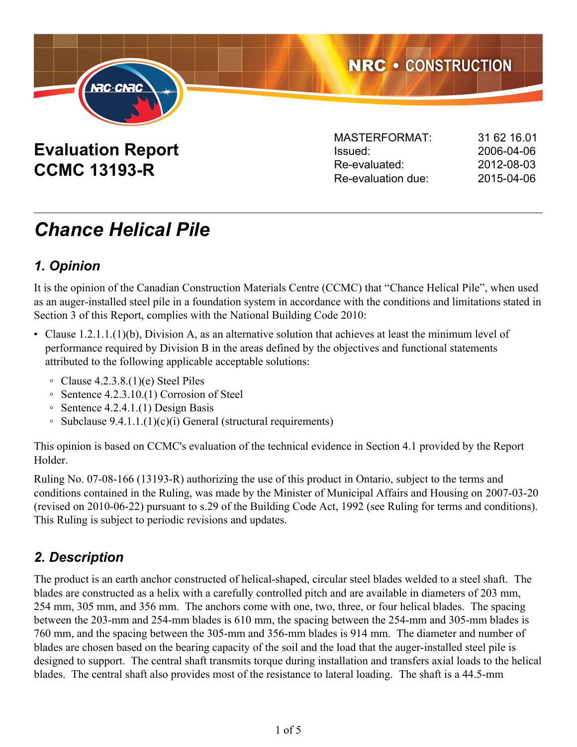NRC • CONSTRUCTION

# Evaluation Report CCMC 13193-R

| | |
|---|---|
| MASTERFORMAT: | 31 62 16.01 |
| Issued: | 2006-04-06 |
| Re-evaluated: | 2012-08-03 |
| Re-evaluation due: | 2015-04-06 |

# *Chance Helical Pile*

## *1. Opinion*

It is the opinion of the Canadian Construction Materials Centre (CCMC) that "Chance Helical Pile", when used as an auger-installed steel pile in a foundation system in accordance with the conditions and limitations stated in Section 3 of this Report, complies with the National Building Code 2010:

- Clause 1.2.1.1.(1)(b), Division A, as an alternative solution that achieves at least the minimum level of performance required by Division B in the areas defined by the objectives and functional statements attributed to the following applicable acceptable solutions:
  - Clause 4.2.3.8.(1)(e) Steel Piles
  - Sentence 4.2.3.10.(1) Corrosion of Steel
  - Sentence 4.2.4.1.(1) Design Basis
  - Subclause 9.4.1.1.(1)(c)(i) General (structural requirements)

This opinion is based on CCMC's evaluation of the technical evidence in Section 4.1 provided by the Report Holder.

Ruling No. 07-08-166 (13193-R) authorizing the use of this product in Ontario, subject to the terms and conditions contained in the Ruling, was made by the Minister of Municipal Affairs and Housing on 2007-03-20 (revised on 2010-06-22) pursuant to s.29 of the Building Code Act, 1992 (see Ruling for terms and conditions). This Ruling is subject to periodic revisions and updates.

## *2. Description*

The product is an earth anchor constructed of helical-shaped, circular steel blades welded to a steel shaft. The blades are constructed as a helix with a carefully controlled pitch and are available in diameters of 203 mm, 254 mm, 305 mm, and 356 mm. The anchors come with one, two, three, or four helical blades. The spacing between the 203-mm and 254-mm blades is 610 mm, the spacing between the 254-mm and 305-mm blades is 760 mm, and the spacing between the 305-mm and 356-mm blades is 914 mm. The diameter and number of blades are chosen based on the bearing capacity of the soil and the load that the auger-installed steel pile is designed to support. The central shaft transmits torque during installation and transfers axial loads to the helical blades. The central shaft also provides most of the resistance to lateral loading. The shaft is a 44.5-mm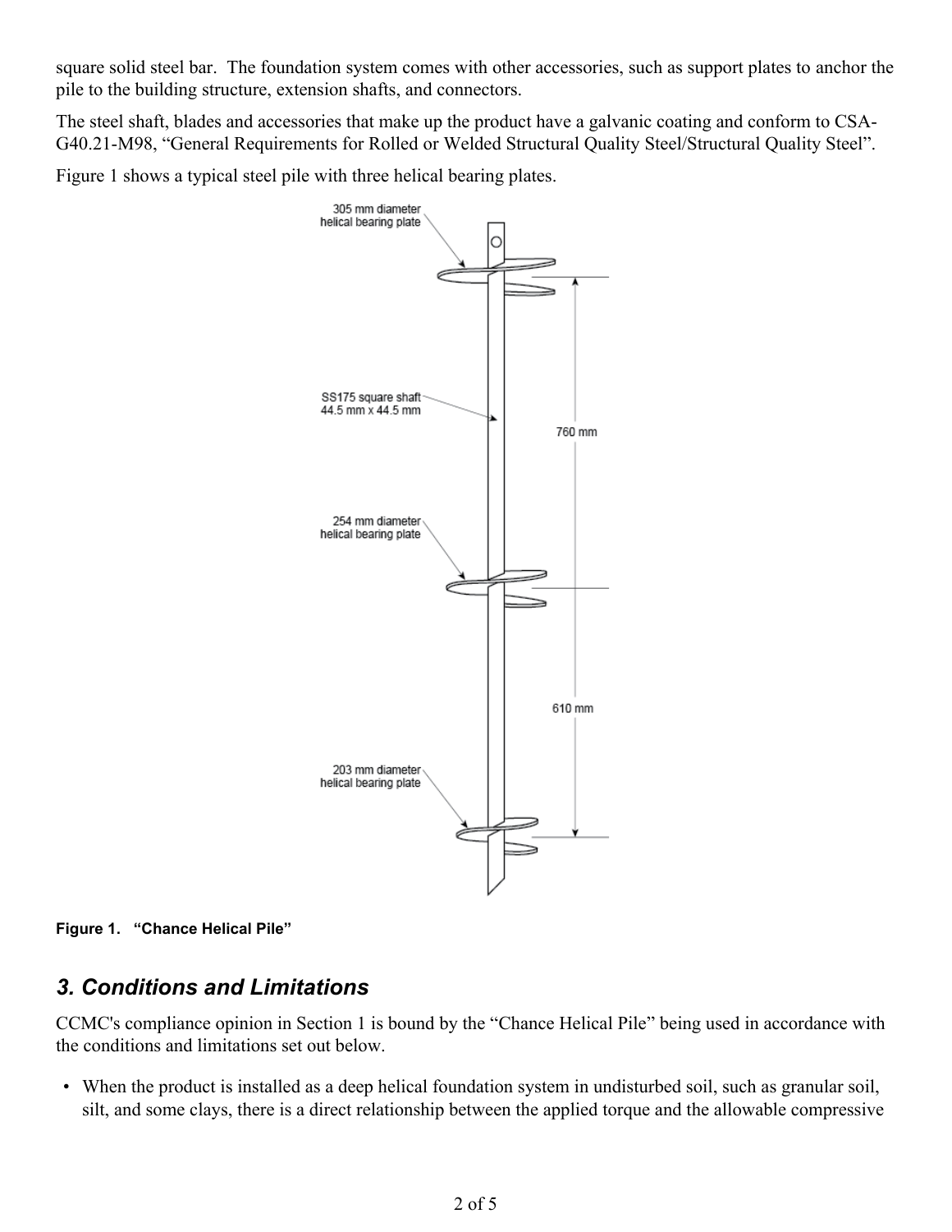square solid steel bar. The foundation system comes with other accessories, such as support plates to anchor the pile to the building structure, extension shafts, and connectors.

The steel shaft, blades and accessories that make up the product have a galvanic coating and conform to CSA-G40.21-M98, "General Requirements for Rolled or Welded Structural Quality Steel/Structural Quality Steel".

Figure 1 shows a typical steel pile with three helical bearing plates.

**Figure 1. "Chance Helical Pile"**

## 3. Conditions and Limitations

CCMC's compliance opinion in Section 1 is bound by the "Chance Helical Pile" being used in accordance with the conditions and limitations set out below.

- When the product is installed as a deep helical foundation system in undisturbed soil, such as granular soil, silt, and some clays, there is a direct relationship between the applied torque and the allowable compressive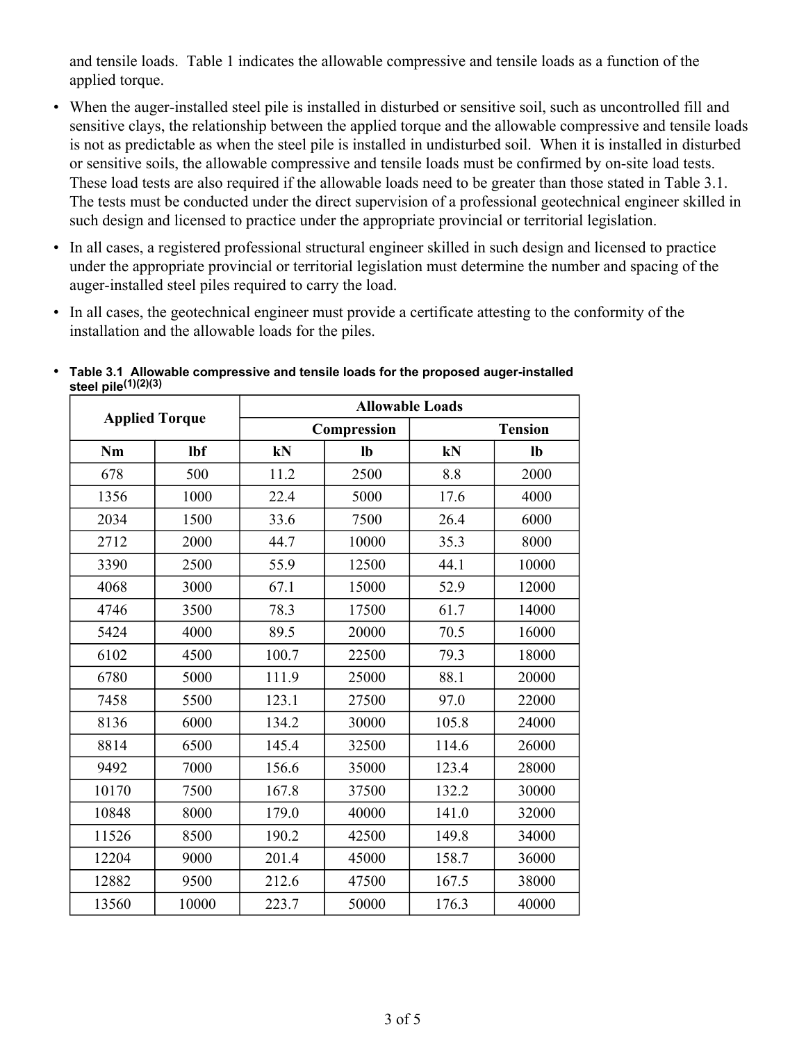and tensile loads. Table 1 indicates the allowable compressive and tensile loads as a function of the applied torque.

- When the auger-installed steel pile is installed in disturbed or sensitive soil, such as uncontrolled fill and sensitive clays, the relationship between the applied torque and the allowable compressive and tensile loads is not as predictable as when the steel pile is installed in undisturbed soil. When it is installed in disturbed or sensitive soils, the allowable compressive and tensile loads must be confirmed by on-site load tests. These load tests are also required if the allowable loads need to be greater than those stated in Table 3.1. The tests must be conducted under the direct supervision of a professional geotechnical engineer skilled in such design and licensed to practice under the appropriate provincial or territorial legislation.
- In all cases, a registered professional structural engineer skilled in such design and licensed to practice under the appropriate provincial or territorial legislation must determine the number and spacing of the auger-installed steel piles required to carry the load.
- In all cases, the geotechnical engineer must provide a certificate attesting to the conformity of the installation and the allowable loads for the piles.
- **Table 3.1 Allowable compressive and tensile loads for the proposed auger-installed steel pile(1)(2)(3)**

| Applied Torque | | Allowable Loads | | | |
|---|---|---|---|---|---|
| | | Compression | | Tension | |
| Nm | lbf | kN | lb | kN | lb |
| 678 | 500 | 11.2 | 2500 | 8.8 | 2000 |
| 1356 | 1000 | 22.4 | 5000 | 17.6 | 4000 |
| 2034 | 1500 | 33.6 | 7500 | 26.4 | 6000 |
| 2712 | 2000 | 44.7 | 10000 | 35.3 | 8000 |
| 3390 | 2500 | 55.9 | 12500 | 44.1 | 10000 |
| 4068 | 3000 | 67.1 | 15000 | 52.9 | 12000 |
| 4746 | 3500 | 78.3 | 17500 | 61.7 | 14000 |
| 5424 | 4000 | 89.5 | 20000 | 70.5 | 16000 |
| 6102 | 4500 | 100.7 | 22500 | 79.3 | 18000 |
| 6780 | 5000 | 111.9 | 25000 | 88.1 | 20000 |
| 7458 | 5500 | 123.1 | 27500 | 97.0 | 22000 |
| 8136 | 6000 | 134.2 | 30000 | 105.8 | 24000 |
| 8814 | 6500 | 145.4 | 32500 | 114.6 | 26000 |
| 9492 | 7000 | 156.6 | 35000 | 123.4 | 28000 |
| 10170 | 7500 | 167.8 | 37500 | 132.2 | 30000 |
| 10848 | 8000 | 179.0 | 40000 | 141.0 | 32000 |
| 11526 | 8500 | 190.2 | 42500 | 149.8 | 34000 |
| 12204 | 9000 | 201.4 | 45000 | 158.7 | 36000 |
| 12882 | 9500 | 212.6 | 47500 | 167.5 | 38000 |
| 13560 | 10000 | 223.7 | 50000 | 176.3 | 40000 |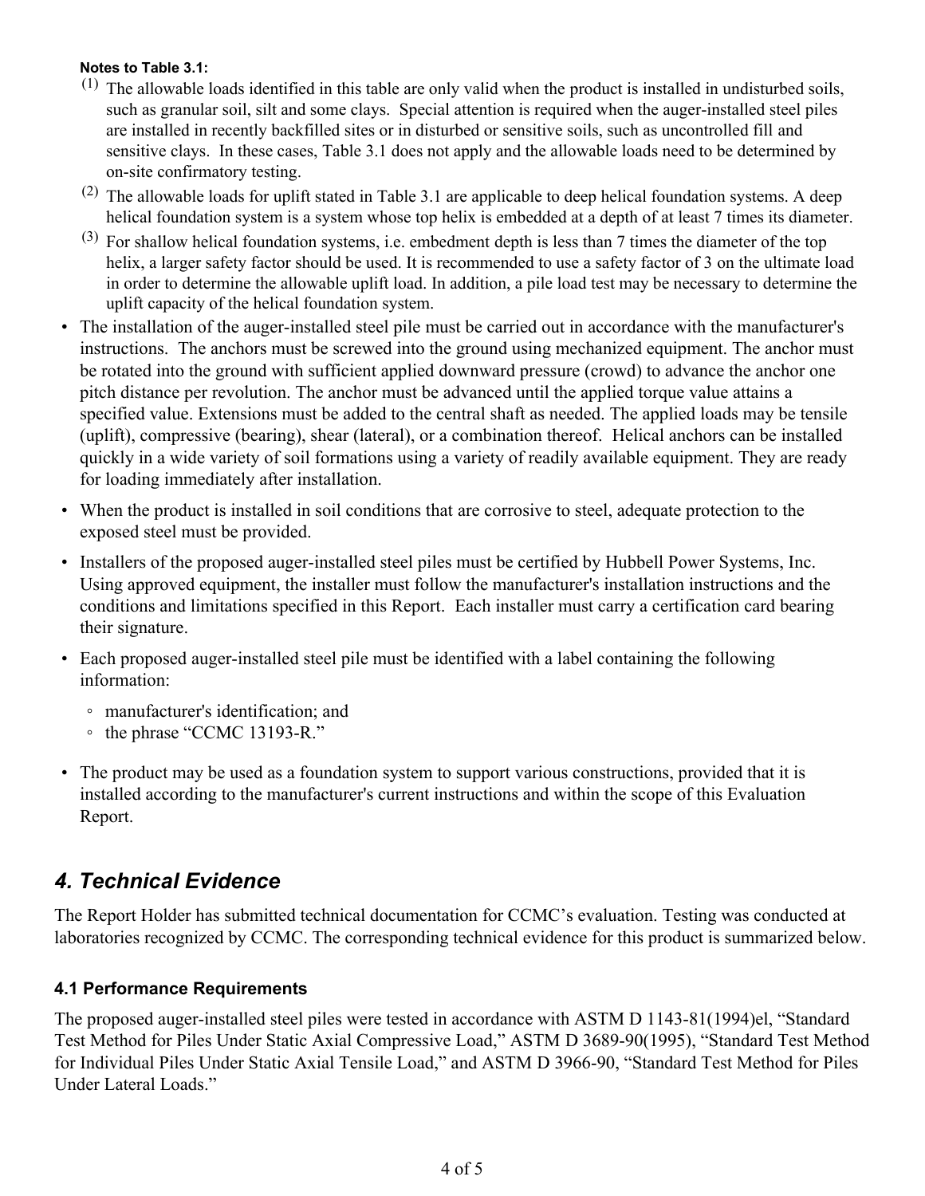**Notes to Table 3.1:**

(1) The allowable loads identified in this table are only valid when the product is installed in undisturbed soils, such as granular soil, silt and some clays. Special attention is required when the auger-installed steel piles are installed in recently backfilled sites or in disturbed or sensitive soils, such as uncontrolled fill and sensitive clays. In these cases, Table 3.1 does not apply and the allowable loads need to be determined by on-site confirmatory testing.

(2) The allowable loads for uplift stated in Table 3.1 are applicable to deep helical foundation systems. A deep helical foundation system is a system whose top helix is embedded at a depth of at least 7 times its diameter.

(3) For shallow helical foundation systems, i.e. embedment depth is less than 7 times the diameter of the top helix, a larger safety factor should be used. It is recommended to use a safety factor of 3 on the ultimate load in order to determine the allowable uplift load. In addition, a pile load test may be necessary to determine the uplift capacity of the helical foundation system.

- The installation of the auger-installed steel pile must be carried out in accordance with the manufacturer's instructions. The anchors must be screwed into the ground using mechanized equipment. The anchor must be rotated into the ground with sufficient applied downward pressure (crowd) to advance the anchor one pitch distance per revolution. The anchor must be advanced until the applied torque value attains a specified value. Extensions must be added to the central shaft as needed. The applied loads may be tensile (uplift), compressive (bearing), shear (lateral), or a combination thereof. Helical anchors can be installed quickly in a wide variety of soil formations using a variety of readily available equipment. They are ready for loading immediately after installation.
- When the product is installed in soil conditions that are corrosive to steel, adequate protection to the exposed steel must be provided.
- Installers of the proposed auger-installed steel piles must be certified by Hubbell Power Systems, Inc. Using approved equipment, the installer must follow the manufacturer's installation instructions and the conditions and limitations specified in this Report. Each installer must carry a certification card bearing their signature.
- Each proposed auger-installed steel pile must be identified with a label containing the following information:
    - manufacturer's identification; and
    - the phrase “CCMC 13193-R.”
- The product may be used as a foundation system to support various constructions, provided that it is installed according to the manufacturer's current instructions and within the scope of this Evaluation Report.

## *4. Technical Evidence*

The Report Holder has submitted technical documentation for CCMC’s evaluation. Testing was conducted at laboratories recognized by CCMC. The corresponding technical evidence for this product is summarized below.

### 4.1 Performance Requirements

The proposed auger-installed steel piles were tested in accordance with ASTM D 1143-81(1994)el, “Standard Test Method for Piles Under Static Axial Compressive Load,” ASTM D 3689-90(1995), “Standard Test Method for Individual Piles Under Static Axial Tensile Load,” and ASTM D 3966-90, “Standard Test Method for Piles Under Lateral Loads.”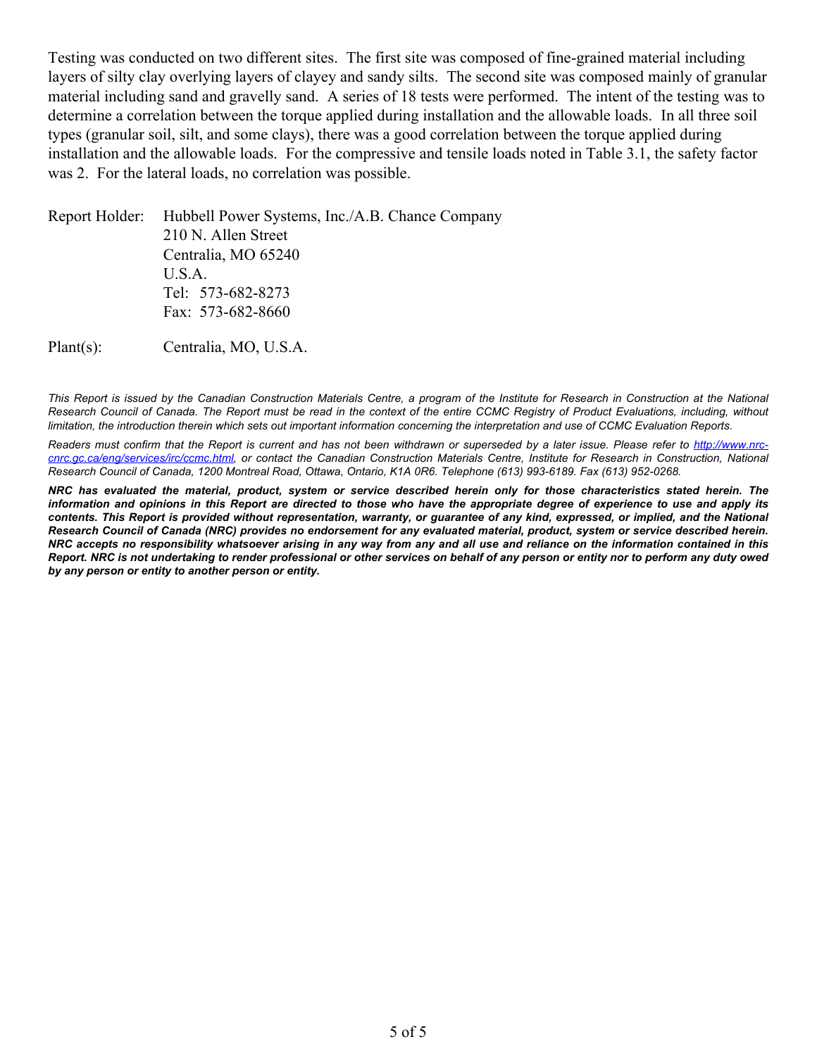Testing was conducted on two different sites. The first site was composed of fine-grained material including layers of silty clay overlying layers of clayey and sandy silts. The second site was composed mainly of granular material including sand and gravelly sand. A series of 18 tests were performed. The intent of the testing was to determine a correlation between the torque applied during installation and the allowable loads. In all three soil types (granular soil, silt, and some clays), there was a good correlation between the torque applied during installation and the allowable loads. For the compressive and tensile loads noted in Table 3.1, the safety factor was 2. For the lateral loads, no correlation was possible.

Report Holder: Hubbell Power Systems, Inc./A.B. Chance Company
210 N. Allen Street
Centralia, MO 65240
U.S.A.
Tel: 573-682-8273
Fax: 573-682-8660

Plant(s): Centralia, MO, U.S.A.

*This Report is issued by the Canadian Construction Materials Centre, a program of the Institute for Research in Construction at the National Research Council of Canada. The Report must be read in the context of the entire CCMC Registry of Product Evaluations, including, without limitation, the introduction therein which sets out important information concerning the interpretation and use of CCMC Evaluation Reports.*

*Readers must confirm that the Report is current and has not been withdrawn or superseded by a later issue. Please refer to http://www.nrc-cnrc.gc.ca/eng/services/irc/ccmc.html, or contact the Canadian Construction Materials Centre, Institute for Research in Construction, National Research Council of Canada, 1200 Montreal Road, Ottawa, Ontario, K1A 0R6. Telephone (613) 993-6189. Fax (613) 952-0268.*

***NRC has evaluated the material, product, system or service described herein only for those characteristics stated herein. The information and opinions in this Report are directed to those who have the appropriate degree of experience to use and apply its contents. This Report is provided without representation, warranty, or guarantee of any kind, expressed, or implied, and the National Research Council of Canada (NRC) provides no endorsement for any evaluated material, product, system or service described herein. NRC accepts no responsibility whatsoever arising in any way from any and all use and reliance on the information contained in this Report. NRC is not undertaking to render professional or other services on behalf of any person or entity nor to perform any duty owed by any person or entity to another person or entity.***